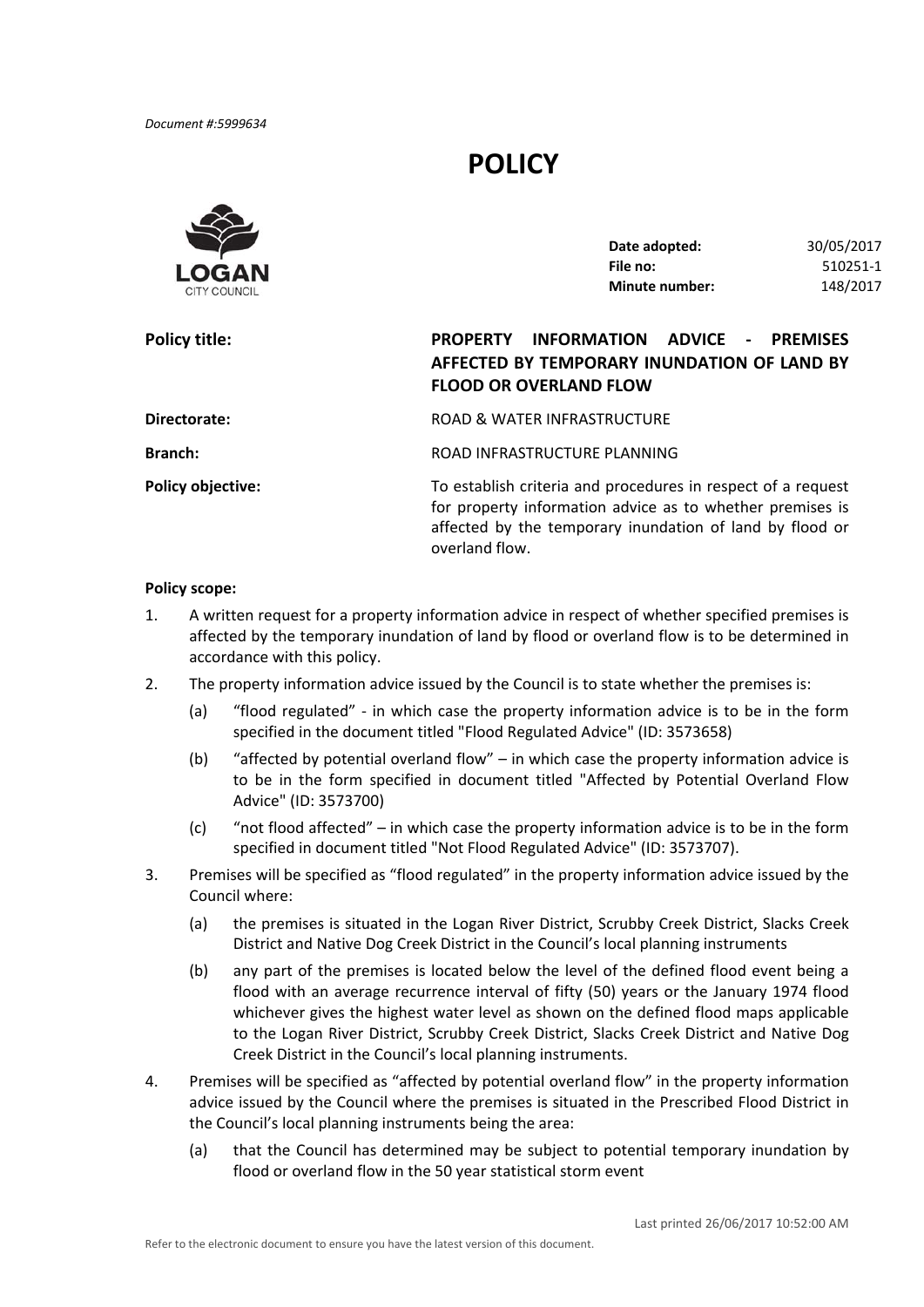*Document #:5999634*

# POLICY

LOGAN CITY COUNCIL

| | |
|---|---|
| **Date adopted:** | 30/05/2017 |
| **File no:** | 510251-1 |
| **Minute number:** | 148/2017 |

**Policy title:** **PROPERTY INFORMATION ADVICE - PREMISES AFFECTED BY TEMPORARY INUNDATION OF LAND BY FLOOD OR OVERLAND FLOW**

**Directorate:** ROAD & WATER INFRASTRUCTURE

**Branch:** ROAD INFRASTRUCTURE PLANNING

**Policy objective:** To establish criteria and procedures in respect of a request for property information advice as to whether premises is affected by the temporary inundation of land by flood or overland flow.

**Policy scope:**

1. A written request for a property information advice in respect of whether specified premises is affected by the temporary inundation of land by flood or overland flow is to be determined in accordance with this policy.
2. The property information advice issued by the Council is to state whether the premises is:
   (a) "flood regulated" - in which case the property information advice is to be in the form specified in the document titled "Flood Regulated Advice" (ID: 3573658)
   (b) "affected by potential overland flow" – in which case the property information advice is to be in the form specified in document titled "Affected by Potential Overland Flow Advice" (ID: 3573700)
   (c) "not flood affected" – in which case the property information advice is to be in the form specified in document titled "Not Flood Regulated Advice" (ID: 3573707).
3. Premises will be specified as "flood regulated" in the property information advice issued by the Council where:
   (a) the premises is situated in the Logan River District, Scrubby Creek District, Slacks Creek District and Native Dog Creek District in the Council's local planning instruments
   (b) any part of the premises is located below the level of the defined flood event being a flood with an average recurrence interval of fifty (50) years or the January 1974 flood whichever gives the highest water level as shown on the defined flood maps applicable to the Logan River District, Scrubby Creek District, Slacks Creek District and Native Dog Creek District in the Council's local planning instruments.
4. Premises will be specified as "affected by potential overland flow" in the property information advice issued by the Council where the premises is situated in the Prescribed Flood District in the Council's local planning instruments being the area:
   (a) that the Council has determined may be subject to potential temporary inundation by flood or overland flow in the 50 year statistical storm event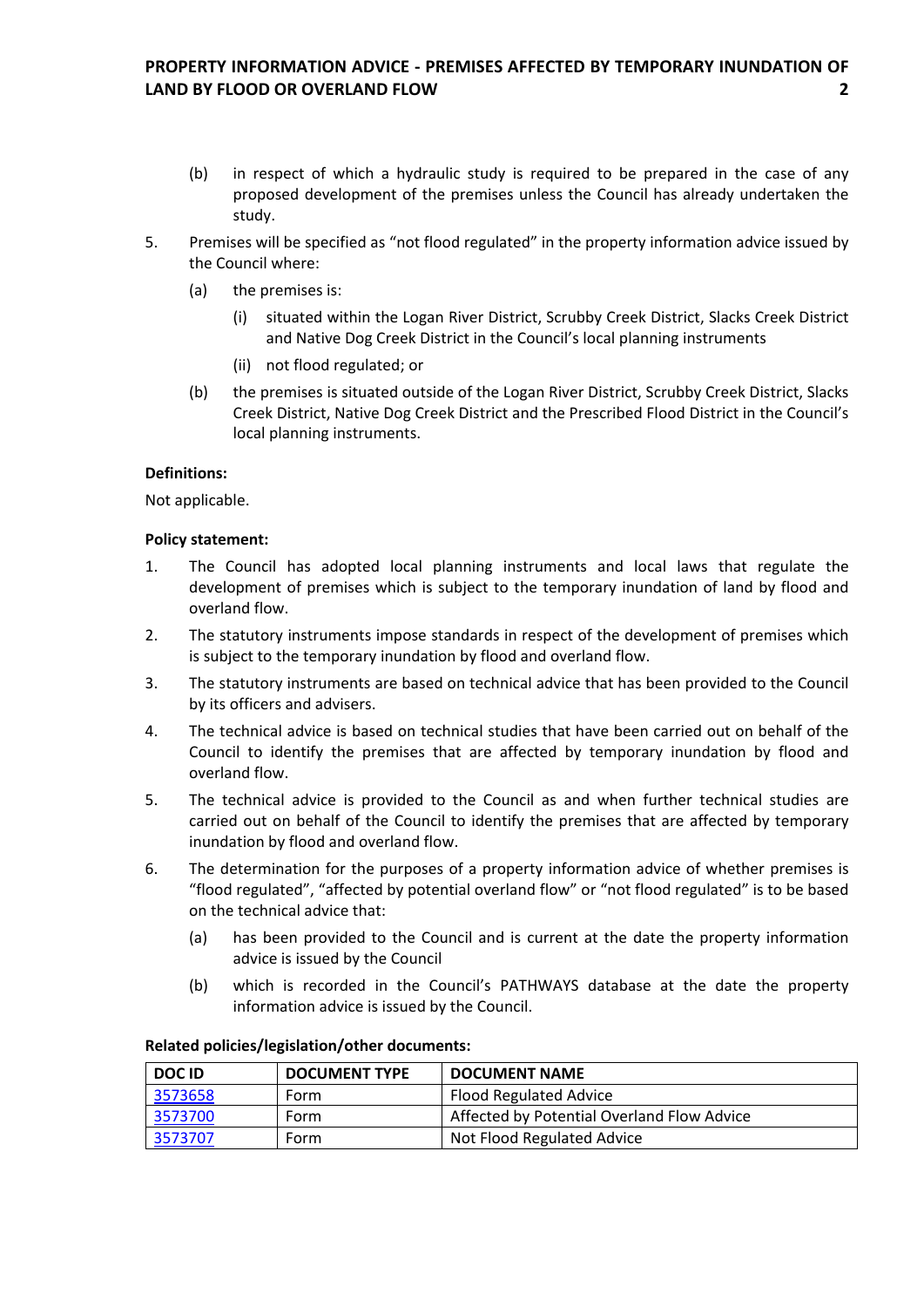(b) in respect of which a hydraulic study is required to be prepared in the case of any proposed development of the premises unless the Council has already undertaken the study.

5. Premises will be specified as “not flood regulated” in the property information advice issued by the Council where:

   (a) the premises is:

      (i) situated within the Logan River District, Scrubby Creek District, Slacks Creek District and Native Dog Creek District in the Council’s local planning instruments

      (ii) not flood regulated; or

   (b) the premises is situated outside of the Logan River District, Scrubby Creek District, Slacks Creek District, Native Dog Creek District and the Prescribed Flood District in the Council’s local planning instruments.

**Definitions:**

Not applicable.

**Policy statement:**

1. The Council has adopted local planning instruments and local laws that regulate the development of premises which is subject to the temporary inundation of land by flood and overland flow.
2. The statutory instruments impose standards in respect of the development of premises which is subject to the temporary inundation by flood and overland flow.
3. The statutory instruments are based on technical advice that has been provided to the Council by its officers and advisers.
4. The technical advice is based on technical studies that have been carried out on behalf of the Council to identify the premises that are affected by temporary inundation by flood and overland flow.
5. The technical advice is provided to the Council as and when further technical studies are carried out on behalf of the Council to identify the premises that are affected by temporary inundation by flood and overland flow.
6. The determination for the purposes of a property information advice of whether premises is “flood regulated”, “affected by potential overland flow” or “not flood regulated” is to be based on the technical advice that:

   (a) has been provided to the Council and is current at the date the property information advice is issued by the Council

   (b) which is recorded in the Council’s PATHWAYS database at the date the property information advice is issued by the Council.

**Related policies/legislation/other documents:**

| DOC ID | DOCUMENT TYPE | DOCUMENT NAME |
|---|---|---|
| 3573658 | Form | Flood Regulated Advice |
| 3573700 | Form | Affected by Potential Overland Flow Advice |
| 3573707 | Form | Not Flood Regulated Advice |